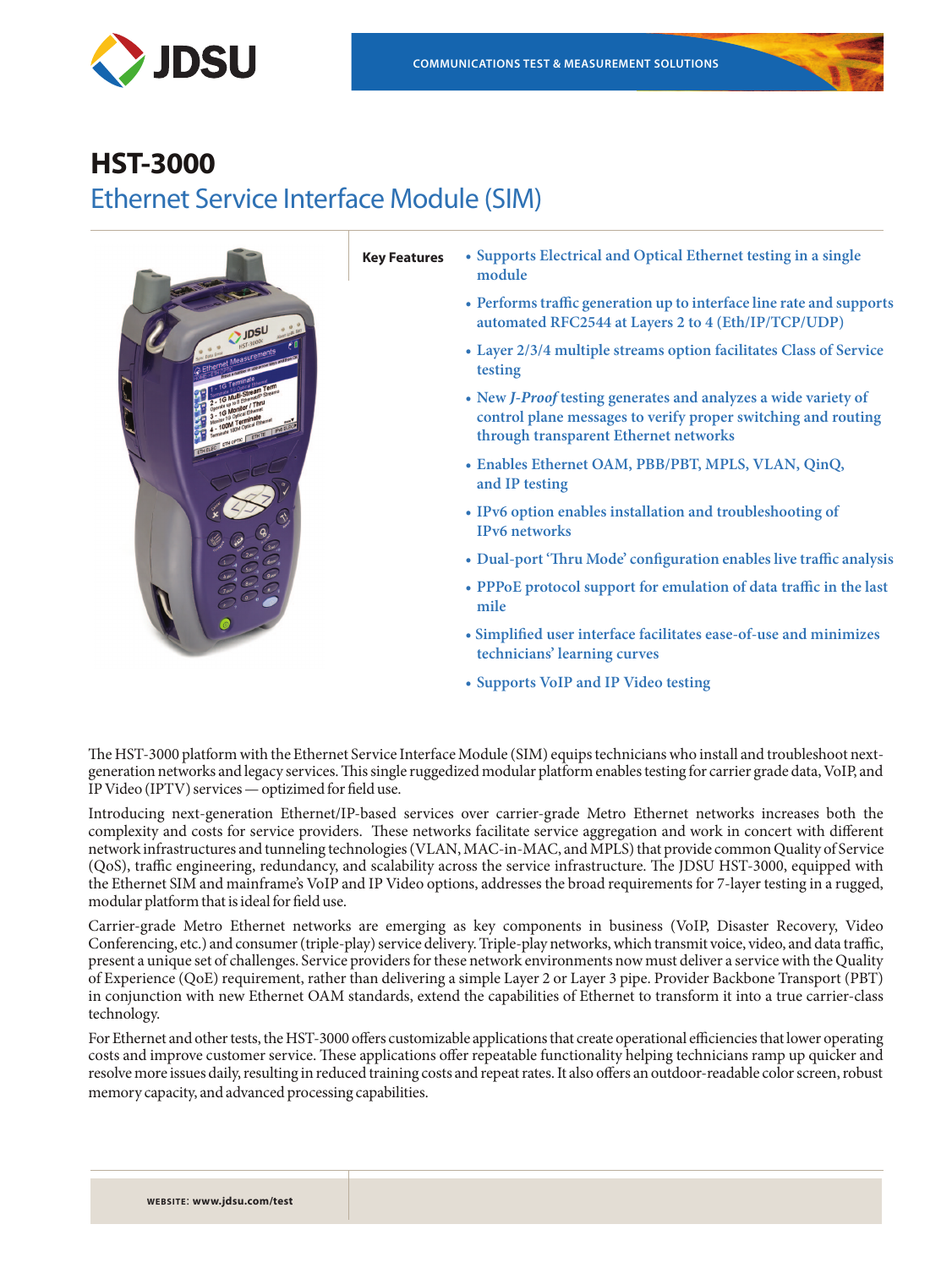# HST-3000

## Ethernet Service Interface Module (SIM)

**Key Features**

- Supports Electrical and Optical Ethernet testing in a single module
- Performs traffic generation up to interface line rate and supports automated RFC2544 at Layers 2 to 4 (Eth/IP/TCP/UDP)
- Layer 2/3/4 multiple streams option facilitates Class of Service testing
- New *J-Proof* testing generates and analyzes a wide variety of control plane messages to verify proper switching and routing through transparent Ethernet networks
- Enables Ethernet OAM, PBB/PBT, MPLS, VLAN, QinQ, and IP testing
- IPv6 option enables installation and troubleshooting of IPv6 networks
- Dual-port 'Thru Mode' configuration enables live traffic analysis
- PPPoE protocol support for emulation of data traffic in the last mile
- Simplified user interface facilitates ease-of-use and minimizes technicians' learning curves
- Supports VoIP and IP Video testing

The HST-3000 platform with the Ethernet Service Interface Module (SIM) equips technicians who install and troubleshoot next-generation networks and legacy services. This single ruggedized modular platform enables testing for carrier grade data, VoIP, and IP Video (IPTV) services — optimized for field use.

Introducing next-generation Ethernet/IP-based services over carrier-grade Metro Ethernet networks increases both the complexity and costs for service providers. These networks facilitate service aggregation and work in concert with different network infrastructures and tunneling technologies (VLAN, MAC-in-MAC, and MPLS) that provide common Quality of Service (QoS), traffic engineering, redundancy, and scalability across the service infrastructure. The JDSU HST-3000, equipped with the Ethernet SIM and mainframe's VoIP and IP Video options, addresses the broad requirements for 7-layer testing in a rugged, modular platform that is ideal for field use.

Carrier-grade Metro Ethernet networks are emerging as key components in business (VoIP, Disaster Recovery, Video Conferencing, etc.) and consumer (triple-play) service delivery. Triple-play networks, which transmit voice, video, and data traffic, present a unique set of challenges. Service providers for these network environments now must deliver a service with the Quality of Experience (QoE) requirement, rather than delivering a simple Layer 2 or Layer 3 pipe. Provider Backbone Transport (PBT) in conjunction with new Ethernet OAM standards, extend the capabilities of Ethernet to transform it into a true carrier-class technology.

For Ethernet and other tests, the HST-3000 offers customizable applications that create operational efficiencies that lower operating costs and improve customer service. These applications offer repeatable functionality helping technicians ramp up quicker and resolve more issues daily, resulting in reduced training costs and repeat rates. It also offers an outdoor-readable color screen, robust memory capacity, and advanced processing capabilities.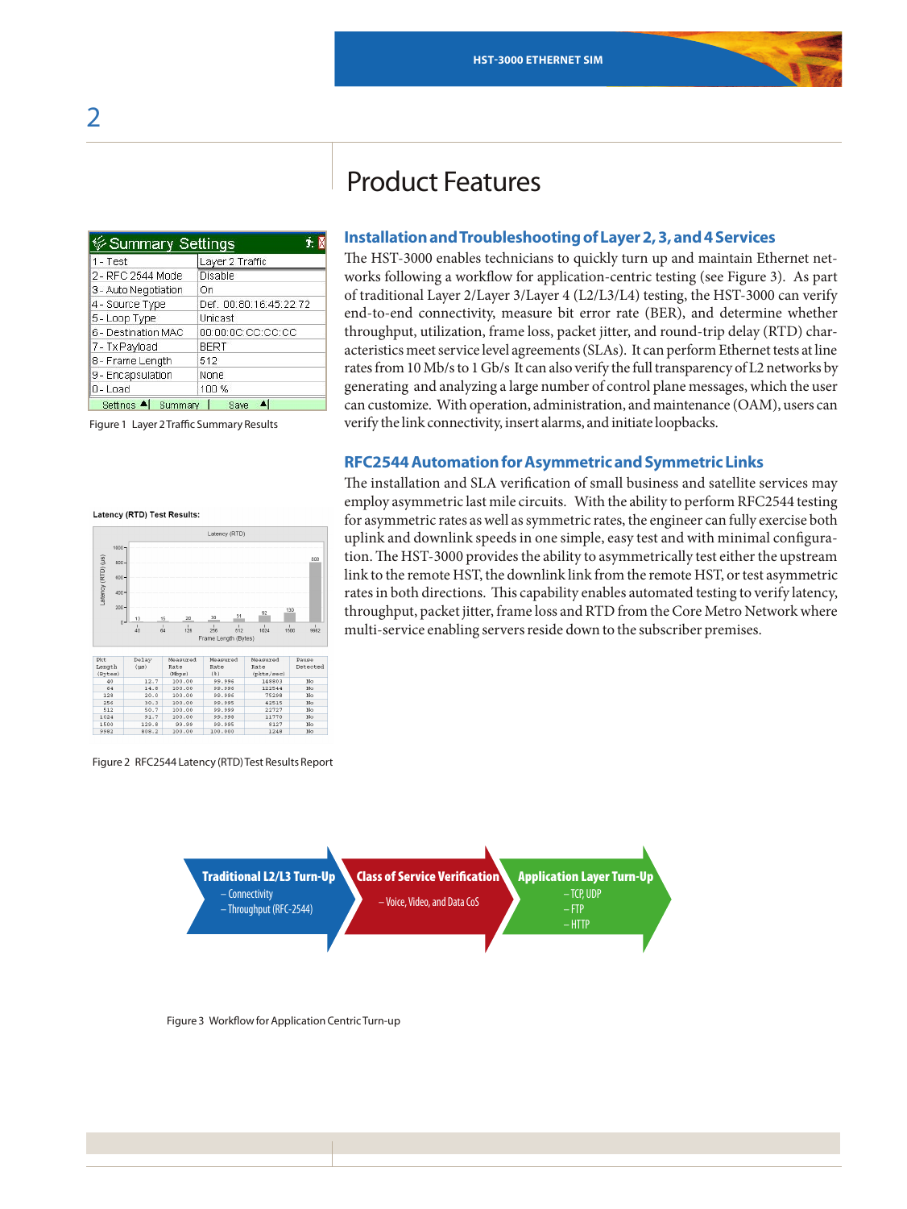# Product Features

## Installation and Troubleshooting of Layer 2, 3, and 4 Services

The HST-3000 enables technicians to quickly turn up and maintain Ethernet networks following a workflow for application-centric testing (see Figure 3). As part of traditional Layer 2/Layer 3/Layer 4 (L2/L3/L4) testing, the HST-3000 can verify end-to-end connectivity, measure bit error rate (BER), and determine whether throughput, utilization, frame loss, packet jitter, and round-trip delay (RTD) characteristics meet service level agreements (SLAs). It can perform Ethernet tests at line rates from 10 Mb/s to 1 Gb/s It can also verify the full transparency of L2 networks by generating and analyzing a large number of control plane messages, which the user can customize. With operation, administration, and maintenance (OAM), users can verify the link connectivity, insert alarms, and initiate loopbacks.

| Summary Settings | |
|---|---|
| 1 - Test | Layer 2 Traffic |
| 2 - RFC 2544 Mode | Disable |
| 3 - Auto Negotiation | On |
| 4 - Source Type | Def. 00:80:16:45:22:72 |
| 5 - Loop Type | Unicast |
| 6 - Destination MAC | 00:00:0C:CC:CC:CC |
| 7 - Tx Payload | BERT |
| 8 - Frame Length | 512 |
| 9 - Encapsulation | None |
| 0 - Load | 100 % |

Figure 1 Layer 2 Traffic Summary Results

## RFC2544 Automation for Asymmetric and Symmetric Links

The installation and SLA verification of small business and satellite services may employ asymmetric last mile circuits. With the ability to perform RFC2544 testing for asymmetric rates as well as symmetric rates, the engineer can fully exercise both uplink and downlink speeds in one simple, easy test and with minimal configuration. The HST-3000 provides the ability to asymmetrically test either the upstream link to the remote HST, the downlink link from the remote HST, or test asymmetric rates in both directions. This capability enables automated testing to verify latency, throughput, packet jitter, frame loss and RTD from the Core Metro Network where multi-service enabling servers reside down to the subscriber premises.

Latency (RTD) Test Results:

| Pkt Length (Bytes) | Delay (µs) | Measured Rate (Mbps) | Measured Rate (%) | Measured Rate (pkts/sec) | Pause Detected |
|---|---|---|---|---|---|
| 40 | 12.7 | 100.00 | 99.996 | 148803 | No |
| 64 | 14.8 | 100.00 | 99.996 | 122544 | No |
| 128 | 20.0 | 100.00 | 99.996 | 75298 | No |
| 256 | 30.3 | 100.00 | 99.995 | 42515 | No |
| 512 | 50.7 | 100.00 | 99.999 | 22727 | No |
| 1024 | 91.7 | 100.00 | 99.998 | 11770 | No |
| 1500 | 129.8 | 99.99 | 99.995 | 8127 | No |
| 9982 | 808.2 | 100.00 | 100.000 | 1248 | No |

Figure 2 RFC2544 Latency (RTD) Test Results Report

**Traditional L2/L3 Turn-Up**
– Connectivity
– Throughput (RFC-2544)

**Class of Service Verification**
– Voice, Video, and Data CoS

**Application Layer Turn-Up**
– TCP, UDP
– FTP
– HTTP

Figure 3 Workflow for Application Centric Turn-up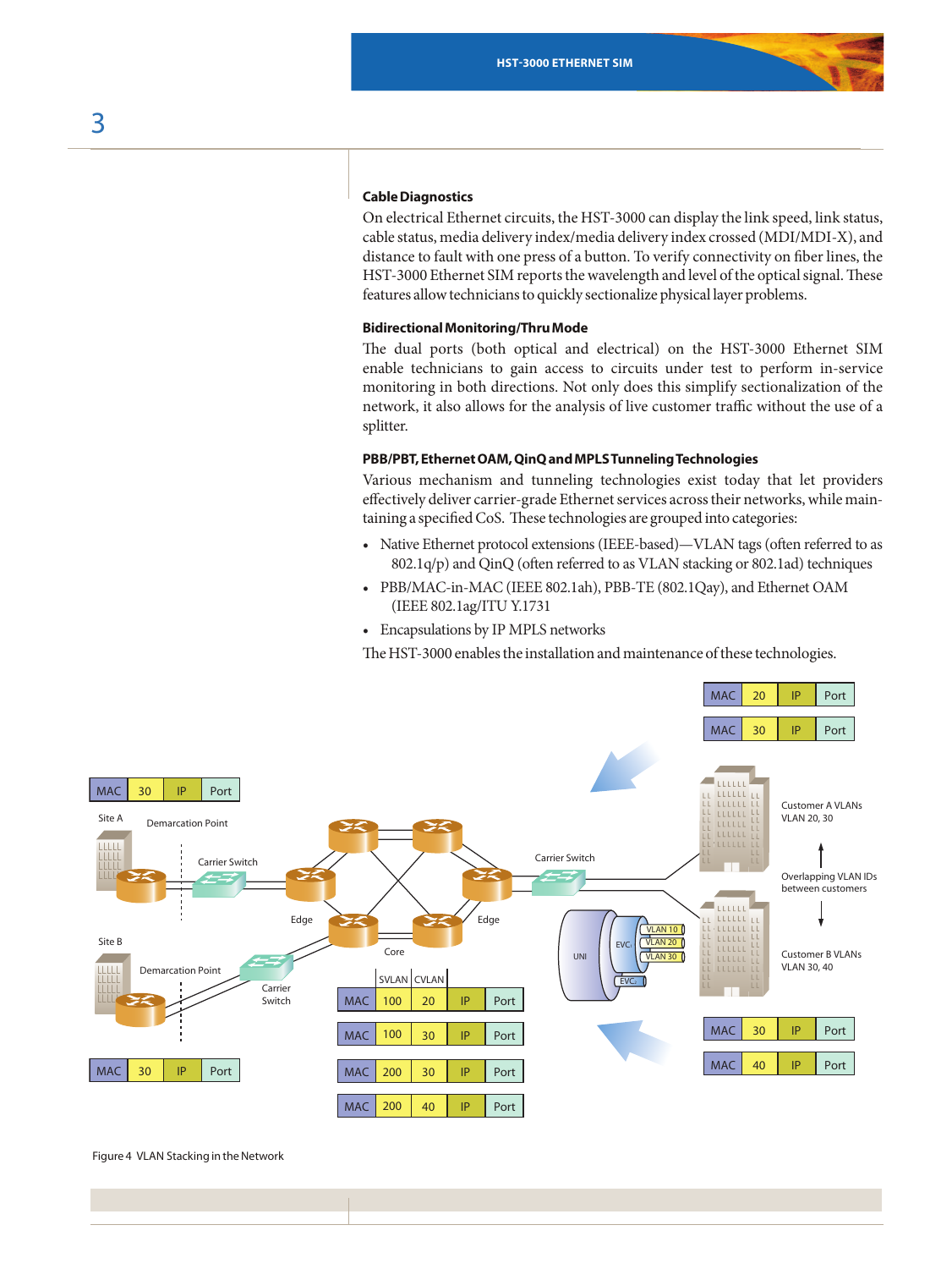### Cable Diagnostics

On electrical Ethernet circuits, the HST-3000 can display the link speed, link status, cable status, media delivery index/media delivery index crossed (MDI/MDI-X), and distance to fault with one press of a button. To verify connectivity on fiber lines, the HST-3000 Ethernet SIM reports the wavelength and level of the optical signal. These features allow technicians to quickly sectionalize physical layer problems.

### Bidirectional Monitoring/Thru Mode

The dual ports (both optical and electrical) on the HST-3000 Ethernet SIM enable technicians to gain access to circuits under test to perform in-service monitoring in both directions. Not only does this simplify sectionalization of the network, it also allows for the analysis of live customer traffic without the use of a splitter.

### PBB/PBT, Ethernet OAM, QinQ and MPLS Tunneling Technologies

Various mechanism and tunneling technologies exist today that let providers effectively deliver carrier-grade Ethernet services across their networks, while maintaining a specified CoS. These technologies are grouped into categories:

- Native Ethernet protocol extensions (IEEE-based)—VLAN tags (often referred to as 802.1q/p) and QinQ (often referred to as VLAN stacking or 802.1ad) techniques
- PBB/MAC-in-MAC (IEEE 802.1ah), PBB-TE (802.1Qay), and Ethernet OAM (IEEE 802.1ag/ITU Y.1731
- Encapsulations by IP MPLS networks

The HST-3000 enables the installation and maintenance of these technologies.

Figure 4 VLAN Stacking in the Network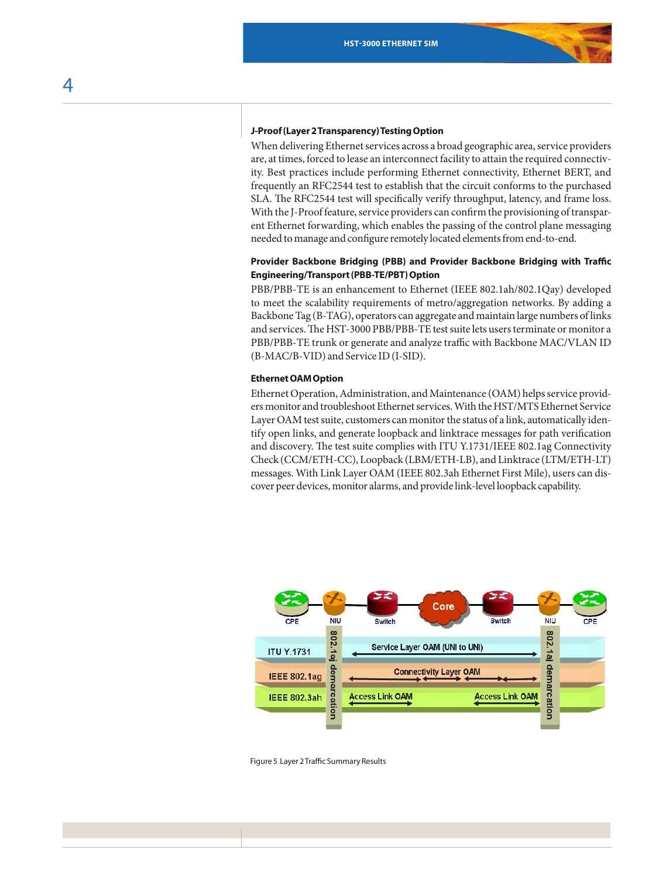#### J-Proof (Layer 2 Transparency) Testing Option

When delivering Ethernet services across a broad geographic area, service providers are, at times, forced to lease an interconnect facility to attain the required connectivity. Best practices include performing Ethernet connectivity, Ethernet BERT, and frequently an RFC2544 test to establish that the circuit conforms to the purchased SLA. The RFC2544 test will specifically verify throughput, latency, and frame loss. With the J-Proof feature, service providers can confirm the provisioning of transparent Ethernet forwarding, which enables the passing of the control plane messaging needed to manage and configure remotely located elements from end-to-end.

#### Provider Backbone Bridging (PBB) and Provider Backbone Bridging with Traffic Engineering/Transport (PBB-TE/PBT) Option

PBB/PBB-TE is an enhancement to Ethernet (IEEE 802.1ah/802.1Qay) developed to meet the scalability requirements of metro/aggregation networks. By adding a Backbone Tag (B-TAG), operators can aggregate and maintain large numbers of links and services. The HST-3000 PBB/PBB-TE test suite lets users terminate or monitor a PBB/PBB-TE trunk or generate and analyze traffic with Backbone MAC/VLAN ID (B-MAC/B-VID) and Service ID (I-SID).

#### Ethernet OAM Option

Ethernet Operation, Administration, and Maintenance (OAM) helps service providers monitor and troubleshoot Ethernet services. With the HST/MTS Ethernet Service Layer OAM test suite, customers can monitor the status of a link, automatically identify open links, and generate loopback and linktrace messages for path verification and discovery. The test suite complies with ITU Y.1731/IEEE 802.1ag Connectivity Check (CCM/ETH-CC), Loopback (LBM/ETH-LB), and Linktrace (LTM/ETH-LT) messages. With Link Layer OAM (IEEE 802.3ah Ethernet First Mile), users can discover peer devices, monitor alarms, and provide link-level loopback capability.

Figure 5 Layer 2 Traffic Summary Results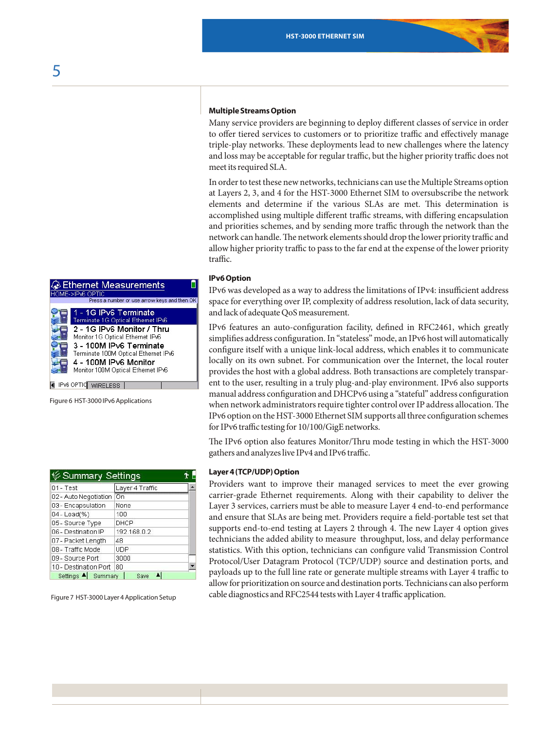### Multiple Streams Option

Many service providers are beginning to deploy different classes of service in order to offer tiered services to customers or to prioritize traffic and effectively manage triple-play networks. These deployments lead to new challenges where the latency and loss may be acceptable for regular traffic, but the higher priority traffic does not meet its required SLA.

In order to test these new networks, technicians can use the Multiple Streams option at Layers 2, 3, and 4 for the HST-3000 Ethernet SIM to oversubscribe the network elements and determine if the various SLAs are met. This determination is accomplished using multiple different traffic streams, with differing encapsulation and priorities schemes, and by sending more traffic through the network than the network can handle. The network elements should drop the lower priority traffic and allow higher priority traffic to pass to the far end at the expense of the lower priority traffic.

### IPv6 Option

IPv6 was developed as a way to address the limitations of IPv4: insufficient address space for everything over IP, complexity of address resolution, lack of data security, and lack of adequate QoS measurement.

IPv6 features an auto-configuration facility, defined in RFC2461, which greatly simplifies address configuration. In "stateless" mode, an IPv6 host will automatically configure itself with a unique link-local address, which enables it to communicate locally on its own subnet. For communication over the Internet, the local router provides the host with a global address. Both transactions are completely transparent to the user, resulting in a truly plug-and-play environment. IPv6 also supports manual address configuration and DHCPv6 using a "stateful" address configuration when network administrators require tighter control over IP address allocation. The IPv6 option on the HST-3000 Ethernet SIM supports all three configuration schemes for IPv6 traffic testing for 10/100/GigE networks.

The IPv6 option also features Monitor/Thru mode testing in which the HST-3000 gathers and analyzes live IPv4 and IPv6 traffic.

Figure 6 HST-3000 IPv6 Applications

### Layer 4 (TCP/UDP) Option

Providers want to improve their managed services to meet the ever growing carrier-grade Ethernet requirements. Along with their capability to deliver the Layer 3 services, carriers must be able to measure Layer 4 end-to-end performance and ensure that SLAs are being met. Providers require a field-portable test set that supports end-to-end testing at Layers 2 through 4. The new Layer 4 option gives technicians the added ability to measure throughput, loss, and delay performance statistics. With this option, technicians can configure valid Transmission Control Protocol/User Datagram Protocol (TCP/UDP) source and destination ports, and payloads up to the full line rate or generate multiple streams with Layer 4 traffic to allow for prioritization on source and destination ports. Technicians can also perform cable diagnostics and RFC2544 tests with Layer 4 traffic application.

Figure 7 HST-3000 Layer 4 Application Setup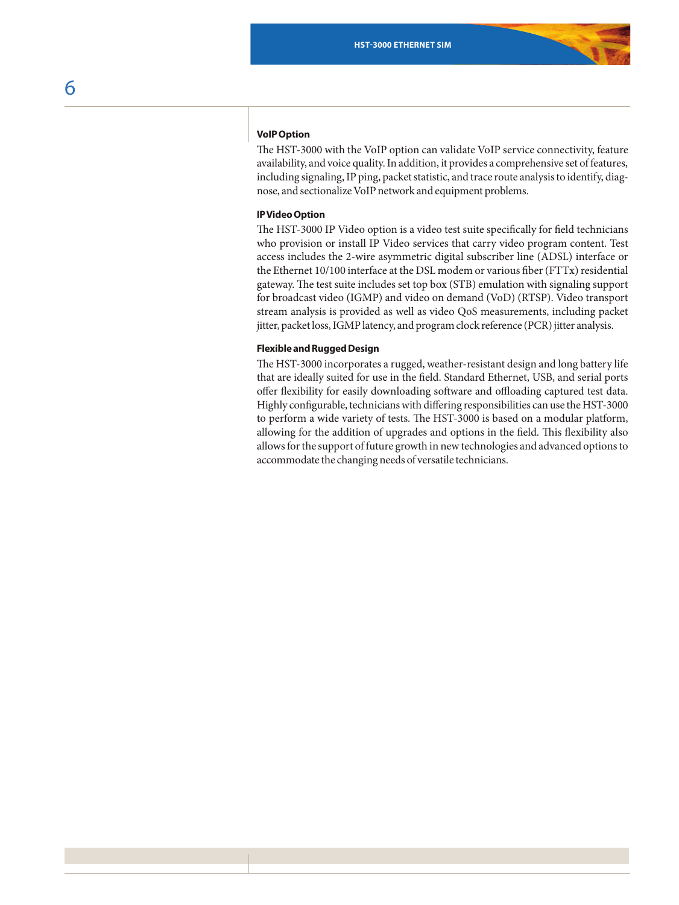### VoIP Option

The HST-3000 with the VoIP option can validate VoIP service connectivity, feature availability, and voice quality. In addition, it provides a comprehensive set of features, including signaling, IP ping, packet statistic, and trace route analysis to identify, diagnose, and sectionalize VoIP network and equipment problems.

### IP Video Option

The HST-3000 IP Video option is a video test suite specifically for field technicians who provision or install IP Video services that carry video program content. Test access includes the 2-wire asymmetric digital subscriber line (ADSL) interface or the Ethernet 10/100 interface at the DSL modem or various fiber (FTTx) residential gateway. The test suite includes set top box (STB) emulation with signaling support for broadcast video (IGMP) and video on demand (VoD) (RTSP). Video transport stream analysis is provided as well as video QoS measurements, including packet jitter, packet loss, IGMP latency, and program clock reference (PCR) jitter analysis.

### Flexible and Rugged Design

The HST-3000 incorporates a rugged, weather-resistant design and long battery life that are ideally suited for use in the field. Standard Ethernet, USB, and serial ports offer flexibility for easily downloading software and offloading captured test data. Highly configurable, technicians with differing responsibilities can use the HST-3000 to perform a wide variety of tests. The HST-3000 is based on a modular platform, allowing for the addition of upgrades and options in the field. This flexibility also allows for the support of future growth in new technologies and advanced options to accommodate the changing needs of versatile technicians.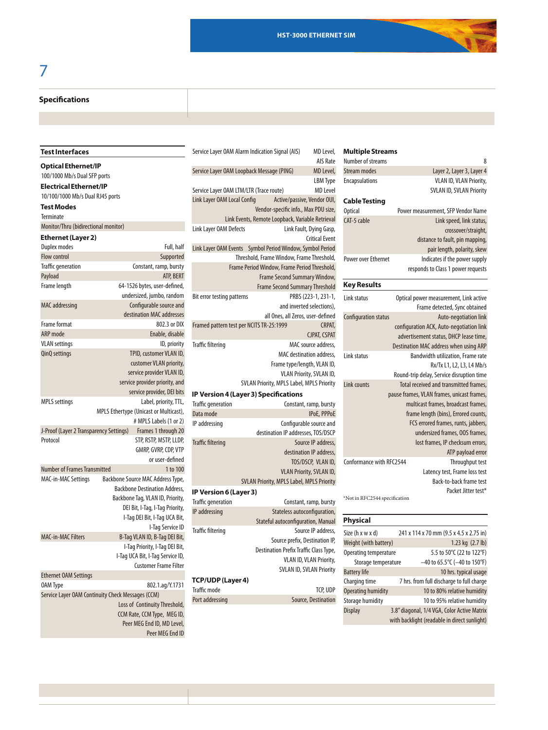## Specifications

### Test Interfaces

**Optical Ethernet/IP**

100/1000 Mb/s Dual SFP ports

**Electrical Ethernet/IP**

10/100/1000 Mb/s Dual RJ45 ports

**Test Modes**

Terminate

Monitor/Thru (bidirectional monitor)

**Ethernet (Layer 2)**

| | |
|---|---|
| Duplex modes | Full, half |
| Flow control | Supported |
| Traffic generation | Constant, ramp, bursty |
| Payload | ATP, BERT |
| Frame length | 64-1526 bytes, user-defined, undersized, jumbo, random |
| MAC addressing | Configurable source and destination MAC addresses |
| Frame format | 802.3 or DIX |
| ARP mode | Enable, disable |
| VLAN settings | ID, priority |
| QinQ settings | TPID, customer VLAN ID, customer VLAN priority, service provider VLAN ID, service provider priority, and service provider, DEI bits |
| MPLS settings | Label, priority, TTL, MPLS Ethertype (Unicast or Multicast), # MPLS Labels (1 or 2) |
| J-Proof (Layer 2 Transparency Settings) | Frames 1 through 20 |
| Protocol | STP, RSTP, MSTP, LLDP, GMRP, GVRP, CDP, VTP or user-defined |
| Number of Frames Transmitted | 1 to 100 |
| MAC-in-MAC Settings | Backbone Source MAC Address Type, Backbone Destination Address, Backbone Tag, VLAN ID, Priority, DEI Bit, I-Tag, I-Tag Priority, I-Tag DEI Bit, I-Tag UCA Bit, I-Tag Service ID |
| MAC-in-MAC Filters | B-Tag VLAN ID, B-Tag DEI Bit, I-Tag Priority, I-Tag DEI Bit, I-Tag UCA Bit, I-Tag Service ID, Customer Frame Filter |
| Ethernet OAM Settings | |
| OAM Type | 802.1ag/Y.1731 |
| Service Layer OAM Continuity Check Messages (CCM) | Loss of Continuity Threshold, CCM Rate, CCM Type, MEG ID, Peer MEG End ID, MD Level, Peer MEG End ID |
| Service Layer OAM Alarm Indication Signal (AIS) | MD Level, AIS Rate |
| Service Layer OAM Loopback Message (PING) | MD Level, LBM Type |
| Service Layer OAM LTM/LTR (Trace route) | MD Level |
| Link Layer OAM Local Config | Active/passive, Vendor OUI, Vendor-specific info., Max PDU size, Link Events, Remote Loopback, Variable Retrieval |
| Link Layer OAM Defects | Link Fault, Dying Gasp, Critical Event |
| Link Layer OAM Events | Symbol Period Window, Symbol Period Threshold, Frame Window, Frame Threshold, Frame Period Window, Frame Period Threshold, Frame Second Summary Window, Frame Second Summary Threshold |
| Bit error testing patterns | PRBS (223-1, 231-1, and inverted selections), all Ones, all Zeros, user-defined |
| Framed pattern test per NCITS TR-25:1999 | CRPAT, CJPAT, CSPAT |
| Traffic filtering | MAC source address, MAC destination address, Frame type/length, VLAN ID, VLAN Priority, SVLAN ID, SVLAN Priority, MPLS Label, MPLS Priority |

### IP Version 4 (Layer 3) Specifications

| | |
|---|---|
| Traffic generation | Constant, ramp, bursty |
| Data mode | IPoE, PPPoE |
| IP addressing | Configurable source and destination IP addresses, TOS/DSCP |
| Traffic filtering | Source IP address, destination IP address, TOS/DSCP, VLAN ID, VLAN Priority, SVLAN ID, SVLAN Priority, MPLS Label, MPLS Priority |

### IP Version 6 (Layer 3)

| | |
|---|---|
| Traffic generation | Constant, ramp, bursty |
| IP addressing | Stateless autoconfiguration, Stateful autoconfiguration, Manual |
| Traffic filtering | Source IP address, Source prefix, Destination IP, Destination Prefix Traffic Class Type, VLAN ID, VLAN Priority, SVLAN ID, SVLAN Priority |

### TCP/UDP (Layer 4)

| | |
|---|---|
| Traffic mode | TCP, UDP |
| Port addressing | Source, Destination |

### Multiple Streams

| | |
|---|---|
| Number of streams | 8 |
| Stream modes | Layer 2, Layer 3, Layer 4 |
| Encapsulations | VLAN ID, VLAN Priority, SVLAN ID, SVLAN Priority |

### Cable Testing

| | |
|---|---|
| Optical | Power measurement, SFP Vendor Name |
| CAT-5 cable | Link speed, link status, crossover/straight, distance to fault, pin mapping, pair length, polarity, skew |
| Power over Ethernet | Indicates if the power supply responds to Class 1 power requests |

### Key Results

| | |
|---|---|
| Link status | Optical power measurement, Link active Frame detected, Sync obtained |
| Configuration status | Auto-negotiation link configuration ACK, Auto-negotiation link advertisement status, DHCP lease time, Destination MAC address when using ARP |
| Link status | Bandwidth utilization, Frame rate Rx/Tx L1, L2, L3, L4 Mb/s Round-trip delay, Service disruption time |
| Link counts | Total received and transmitted frames, pause frames, VLAN frames, unicast frames, multicast frames, broadcast frames, frame length (bins), Errored counts, FCS errored frames, runts, jabbers, undersized frames, OOS frames, lost frames, IP checksum errors, ATP payload error |
| Conformance with RFC2544 | Throughput test Latency test, Frame loss test Back-to-back frame test Packet Jitter test* |

*Not in RFC2544 specification

### Physical

| | |
|---|---|
| Size (h x w x d) | 241 x 114 x 70 mm (9.5 x 4.5 x 2.75 in) |
| Weight (with battery) | 1.23 kg (2.7 lb) |
| Operating temperature | 5.5 to 50°C (22 to 122°F) |
| Storage temperature | –40 to 65.5°C (–40 to 150°F) |
| Battery life | 10 hrs. typical usage |
| Charging time | 7 hrs. from full discharge to full charge |
| Operating humidity | 10 to 80% relative humidity |
| Storage humidity | 10 to 95% relative humidity |
| Display | 3.8" diagonal, 1/4 VGA, Color Active Matrix with backlight (readable in direct sunlight) |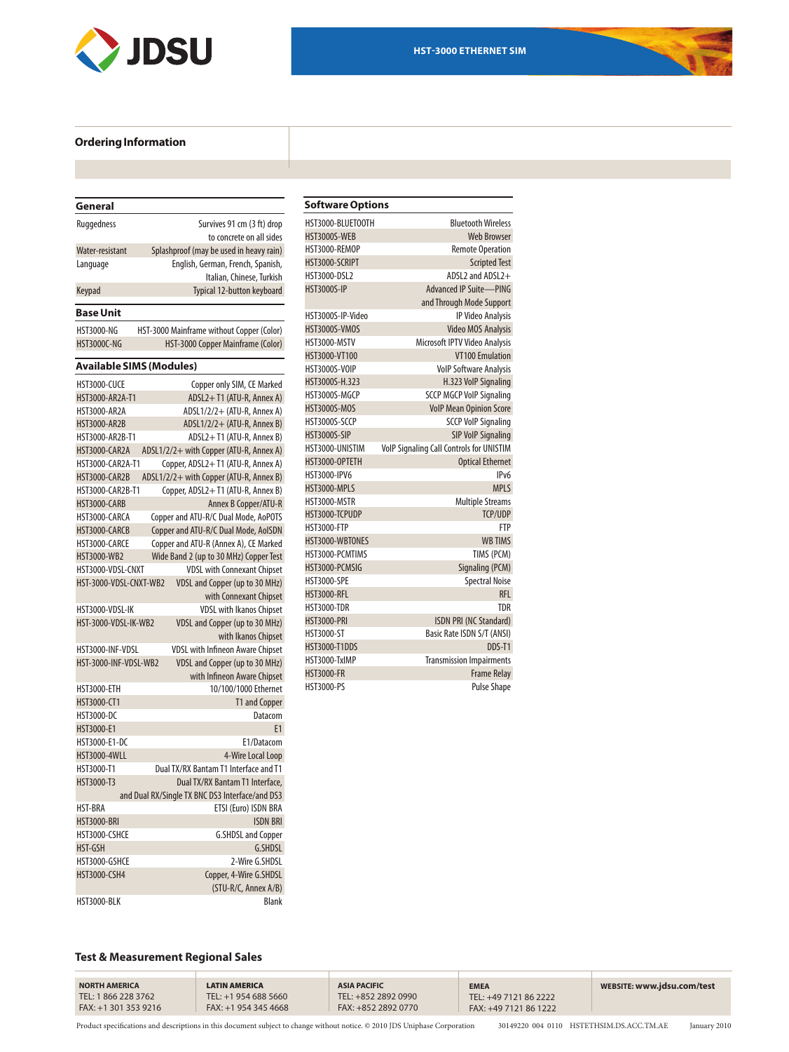## Ordering Information

### General

| | |
|---|---|
| Ruggedness | Survives 91 cm (3 ft) drop to concrete on all sides |
| Water-resistant | Splashproof (may be used in heavy rain) |
| Language | English, German, French, Spanish, Italian, Chinese, Turkish |
| Keypad | Typical 12-button keyboard |

### Base Unit

| | |
|---|---|
| HST3000-NG | HST-3000 Mainframe without Copper (Color) |
| HST3000C-NG | HST-3000 Copper Mainframe (Color) |

### Available SIMS (Modules)

| | |
|---|---|
| HST3000-CUCE | Copper only SIM, CE Marked |
| HST3000-AR2A-T1 | ADSL2+T1 (ATU-R, Annex A) |
| HST3000-AR2A | ADSL1/2/2+ (ATU-R, Annex A) |
| HST3000-AR2B | ADSL1/2/2+ (ATU-R, Annex B) |
| HST3000-AR2B-T1 | ADSL2+T1 (ATU-R, Annex B) |
| HST3000-CAR2A | ADSL1/2/2+ with Copper (ATU-R, Annex A) |
| HST3000-CAR2A-T1 | Copper, ADSL2+T1 (ATU-R, Annex A) |
| HST3000-CAR2B | ADSL1/2/2+ with Copper (ATU-R, Annex B) |
| HST3000-CAR2B-T1 | Copper, ADSL2+T1 (ATU-R, Annex B) |
| HST3000-CARB | Annex B Copper/ATU-R |
| HST3000-CARCA | Copper and ATU-R/C Dual Mode, AoPOTS |
| HST3000-CARCB | Copper and ATU-R/C Dual Mode, AoISDN |
| HST3000-CARCE | Copper and ATU-R (Annex A), CE Marked |
| HST3000-WB2 | Wide Band 2 (up to 30 MHz) Copper Test |
| HST3000-VDSL-CNXT | VDSL with Connexant Chipset |
| HST-3000-VDSL-CNXT-WB2 | VDSL and Copper (up to 30 MHz) with Connexant Chipset |
| HST3000-VDSL-IK | VDSL with Ikanos Chipset |
| HST-3000-VDSL-IK-WB2 | VDSL and Copper (up to 30 MHz) with Ikanos Chipset |
| HST3000-INF-VDSL | VDSL with Infineon Aware Chipset |
| HST-3000-INF-VDSL-WB2 | VDSL and Copper (up to 30 MHz) with Infineon Aware Chipset |
| HST3000-ETH | 10/100/1000 Ethernet |
| HST3000-CT1 | T1 and Copper |
| HST3000-DC | Datacom |
| HST3000-E1 | E1 |
| HST3000-E1-DC | E1/Datacom |
| HST3000-4WLL | 4-Wire Local Loop |
| HST3000-T1 | Dual TX/RX Bantam T1 Interface and T1 |
| HST3000-T3 | Dual TX/RX Bantam T1 Interface, and Dual RX/Single TX BNC DS3 Interface/and DS3 |
| HST-BRA | ETSI (Euro) ISDN BRA |
| HST3000-BRI | ISDN BRI |
| HST3000-CSHCE | G.SHDSL and Copper |
| HST-GSH | G.SHDSL |
| HST3000-GSHCE | 2-Wire G.SHDSL |
| HST3000-CSH4 | Copper, 4-Wire G.SHDSL (STU-R/C, Annex A/B) |
| HST3000-BLK | Blank |

### Software Options

| | |
|---|---|
| HST3000-BLUETOOTH | Bluetooth Wireless |
| HST3000S-WEB | Web Browser |
| HST3000-REMOP | Remote Operation |
| HST3000-SCRIPT | Scripted Test |
| HST3000-DSL2 | ADSL2 and ADSL2+ |
| HST3000S-IP | Advanced IP Suite—PING and Through Mode Support |
| HST3000S-IP-Video | IP Video Analysis |
| HST3000S-VMOS | Video MOS Analysis |
| HST3000-MSTV | Microsoft IPTV Video Analysis |
| HST3000-VT100 | VT100 Emulation |
| HST3000S-VOIP | VoIP Software Analysis |
| HST3000S-H.323 | H.323 VoIP Signaling |
| HST3000S-MGCP | SCCP MGCP VoIP Signaling |
| HST3000S-MOS | VoIP Mean Opinion Score |
| HST3000S-SCCP | SCCP VoIP Signaling |
| HST3000S-SIP | SIP VoIP Signaling |
| HST3000-UNISTIM | VoIP Signaling Call Controls for UNISTIM |
| HST3000-OPTETH | Optical Ethernet |
| HST3000-IPV6 | IPv6 |
| HST3000-MPLS | MPLS |
| HST3000-MSTR | Multiple Streams |
| HST3000-TCPUDP | TCP/UDP |
| HST3000-FTP | FTP |
| HST3000-WBTONES | WB TIMS |
| HST3000-PCMTIMS | TIMS (PCM) |
| HST3000-PCMSIG | Signaling (PCM) |
| HST3000-SPE | Spectral Noise |
| HST3000-RFL | RFL |
| HST3000-TDR | TDR |
| HST3000-PRI | ISDN PRI (NC Standard) |
| HST3000-ST | Basic Rate ISDN S/T (ANSI) |
| HST3000-T1DDS | DDS-T1 |
| HST3000-TxIMP | Transmission Impairments |
| HST3000-FR | Frame Relay |
| HST3000-PS | Pulse Shape |

### Test & Measurement Regional Sales

| NORTH AMERICA | LATIN AMERICA | ASIA PACIFIC | EMEA | WEBSITE: www.jdsu.com/test |
|---|---|---|---|---|
| TEL: 1 866 228 3762 | TEL: +1 954 688 5660 | TEL: +852 2892 0990 | TEL: +49 7121 86 2222 | |
| FAX: +1 301 353 9216 | FAX: +1 954 345 4668 | FAX: +852 2892 0770 | FAX: +49 7121 86 1222 | |

Product specifications and descriptions in this document subject to change without notice. © 2010 JDS Uniphase Corporation 30149220 004 0110 HSTETHSIM.DS.ACC.TM.AE January 2010